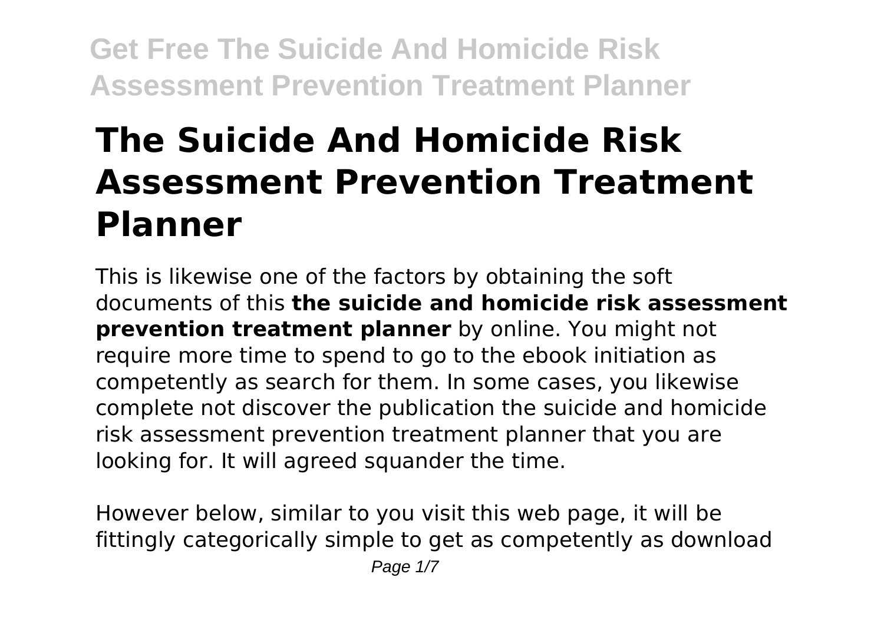# The Suicide And Homicide Risk Assessment Prevention Treatment Planner

This is likewise one of the factors by obtaining the soft documents of this **the suicide and homicide risk assessment prevention treatment planner** by online. You might not require more time to spend to go to the ebook initiation as competently as search for them. In some cases, you likewise complete not discover the publication the suicide and homicide risk assessment prevention treatment planner that you are looking for. It will agreed squander the time.

However below, similar to you visit this web page, it will be fittingly categorically simple to get as competently as download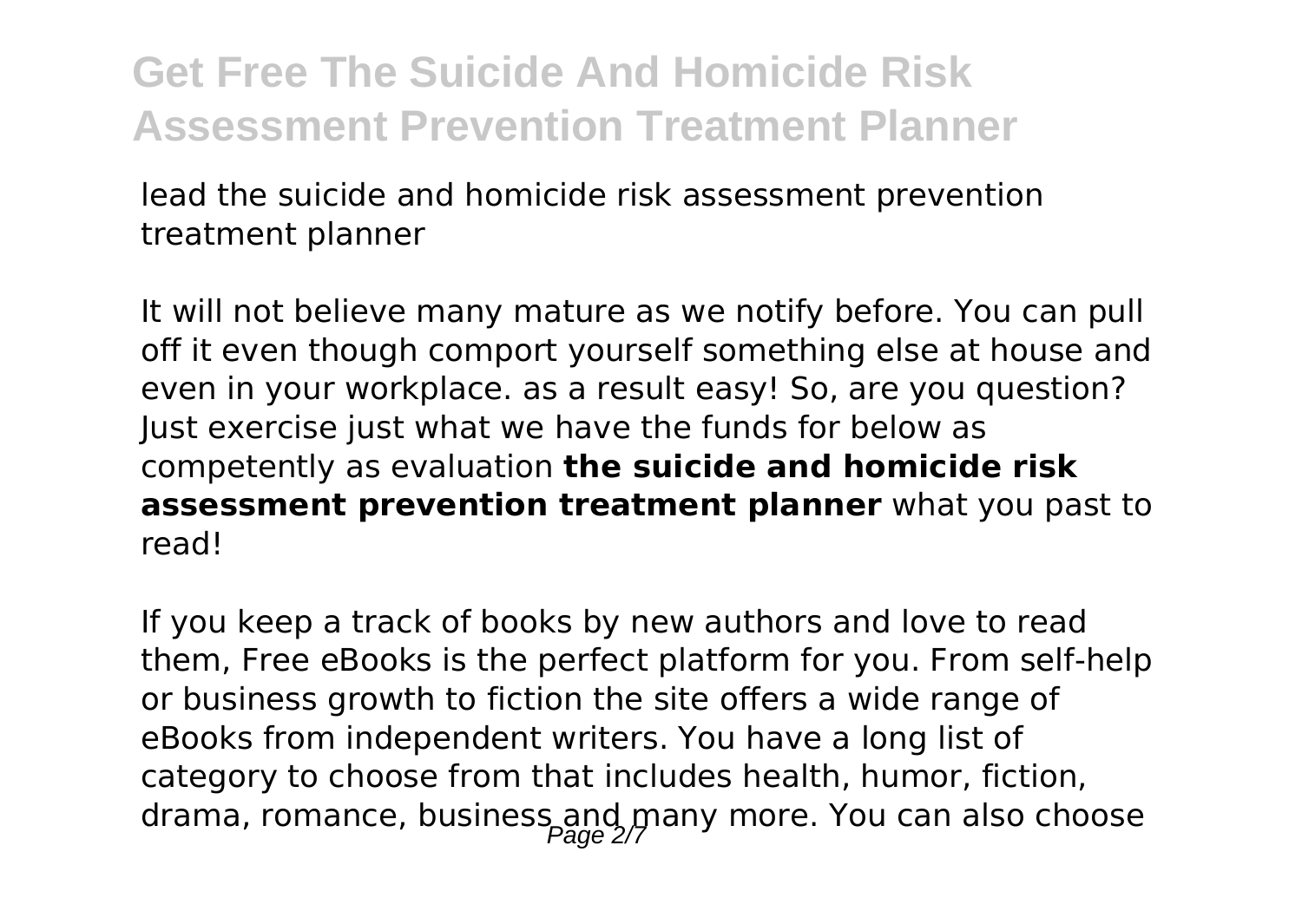lead the suicide and homicide risk assessment prevention treatment planner

It will not believe many mature as we notify before. You can pull off it even though comport yourself something else at house and even in your workplace. as a result easy! So, are you question? Just exercise just what we have the funds for below as competently as evaluation **the suicide and homicide risk assessment prevention treatment planner** what you past to read!

If you keep a track of books by new authors and love to read them, Free eBooks is the perfect platform for you. From self-help or business growth to fiction the site offers a wide range of eBooks from independent writers. You have a long list of category to choose from that includes health, humor, fiction, drama, romance, business and many more. You can also choose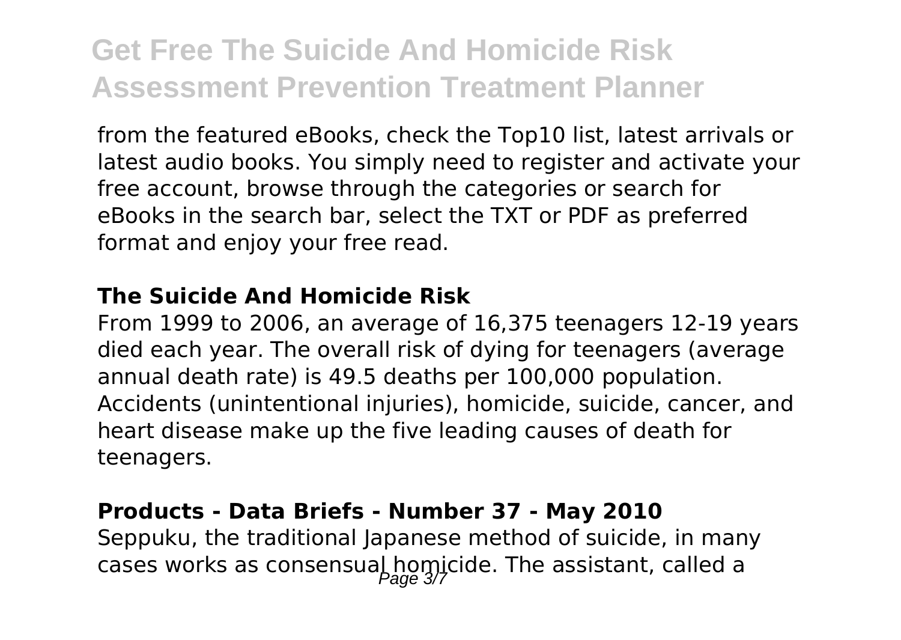from the featured eBooks, check the Top10 list, latest arrivals or latest audio books. You simply need to register and activate your free account, browse through the categories or search for eBooks in the search bar, select the TXT or PDF as preferred format and enjoy your free read.

### The Suicide And Homicide Risk

From 1999 to 2006, an average of 16,375 teenagers 12-19 years died each year. The overall risk of dying for teenagers (average annual death rate) is 49.5 deaths per 100,000 population. Accidents (unintentional injuries), homicide, suicide, cancer, and heart disease make up the five leading causes of death for teenagers.

### Products - Data Briefs - Number 37 - May 2010

Seppuku, the traditional Japanese method of suicide, in many cases works as consensual homicide. The assistant, called a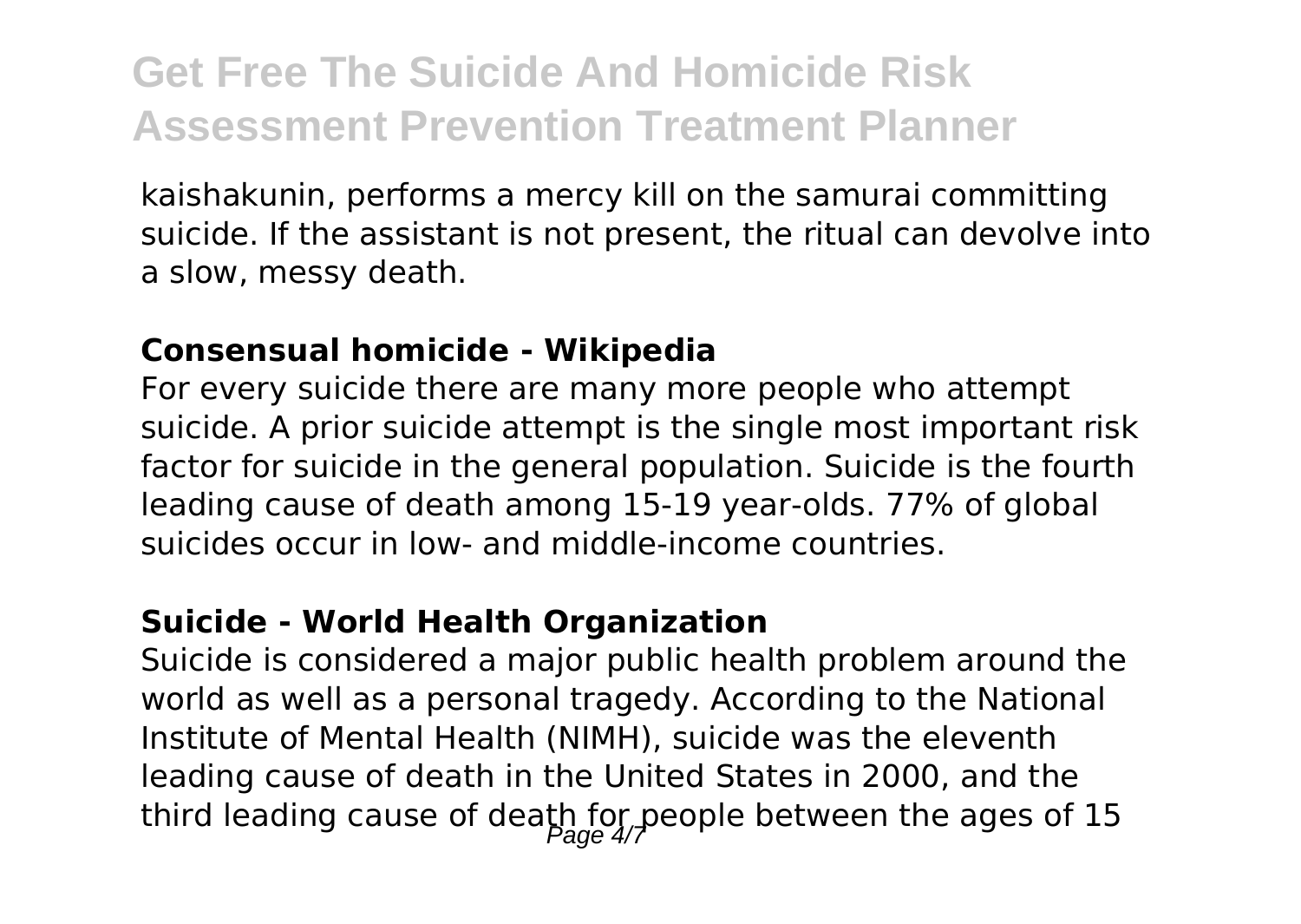kaishakunin, performs a mercy kill on the samurai committing suicide. If the assistant is not present, the ritual can devolve into a slow, messy death.

**Consensual homicide - Wikipedia**

For every suicide there are many more people who attempt suicide. A prior suicide attempt is the single most important risk factor for suicide in the general population. Suicide is the fourth leading cause of death among 15-19 year-olds. 77% of global suicides occur in low- and middle-income countries.

**Suicide - World Health Organization**

Suicide is considered a major public health problem around the world as well as a personal tragedy. According to the National Institute of Mental Health (NIMH), suicide was the eleventh leading cause of death in the United States in 2000, and the third leading cause of death for people between the ages of 15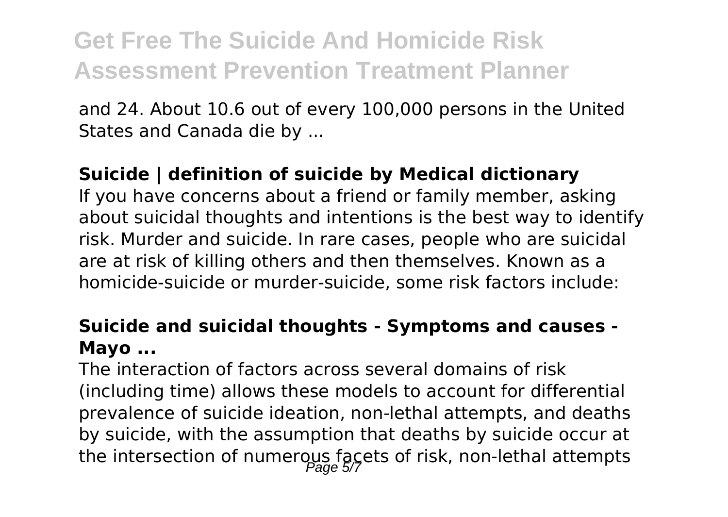and 24. About 10.6 out of every 100,000 persons in the United States and Canada die by ...

### Suicide | definition of suicide by Medical dictionary

If you have concerns about a friend or family member, asking about suicidal thoughts and intentions is the best way to identify risk. Murder and suicide. In rare cases, people who are suicidal are at risk of killing others and then themselves. Known as a homicide-suicide or murder-suicide, some risk factors include:

### Suicide and suicidal thoughts - Symptoms and causes - Mayo ...

The interaction of factors across several domains of risk (including time) allows these models to account for differential prevalence of suicide ideation, non-lethal attempts, and deaths by suicide, with the assumption that deaths by suicide occur at the intersection of numerous facets of risk, non-lethal attempts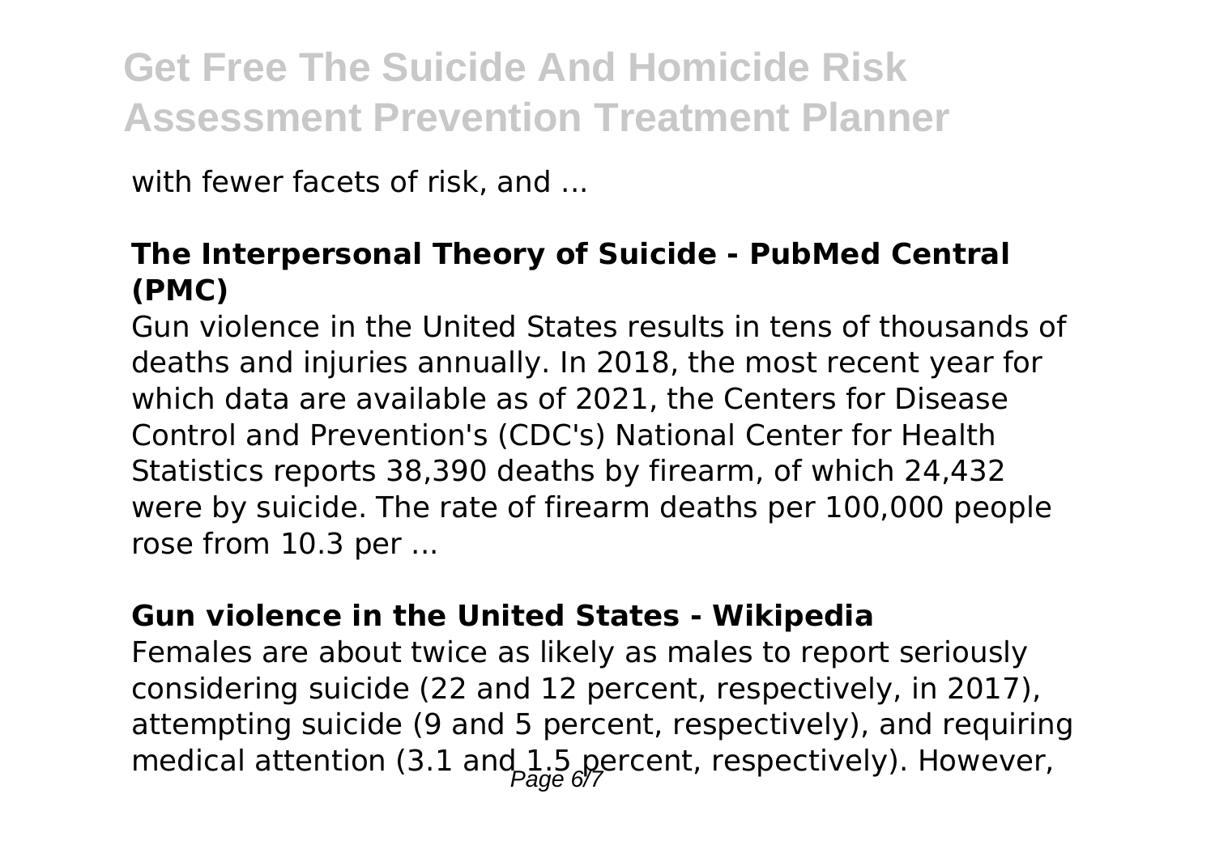with fewer facets of risk, and ...

**The Interpersonal Theory of Suicide - PubMed Central (PMC)**

Gun violence in the United States results in tens of thousands of deaths and injuries annually. In 2018, the most recent year for which data are available as of 2021, the Centers for Disease Control and Prevention's (CDC's) National Center for Health Statistics reports 38,390 deaths by firearm, of which 24,432 were by suicide. The rate of firearm deaths per 100,000 people rose from 10.3 per ...

**Gun violence in the United States - Wikipedia**

Females are about twice as likely as males to report seriously considering suicide (22 and 12 percent, respectively, in 2017), attempting suicide (9 and 5 percent, respectively), and requiring medical attention (3.1 and 1.5 percent, respectively). However,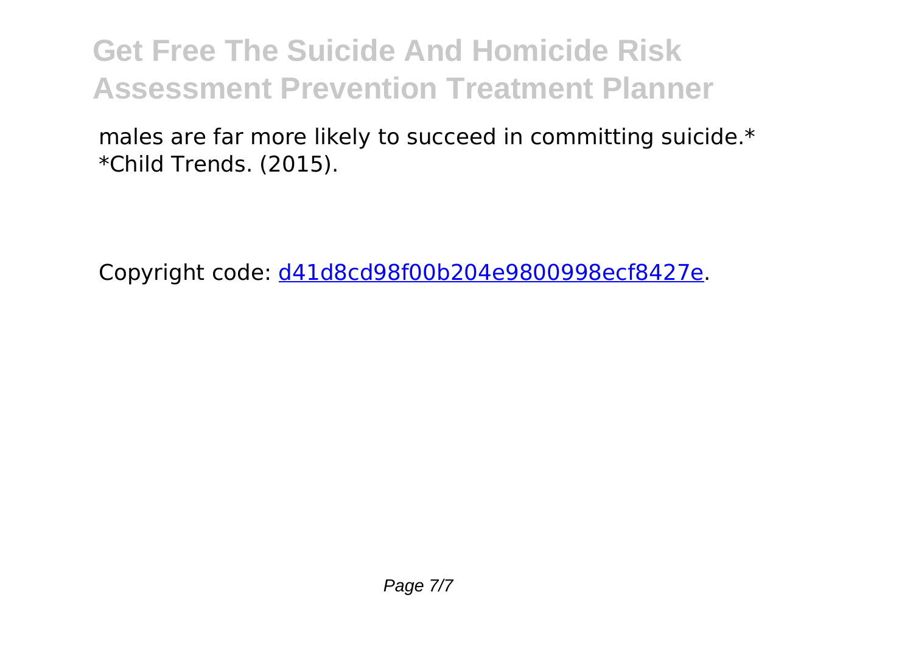males are far more likely to succeed in committing suicide.*
*Child Trends. (2015).

Copyright code: [d41d8cd98f00b204e9800998ecf8427e](d41d8cd98f00b204e9800998ecf8427e).